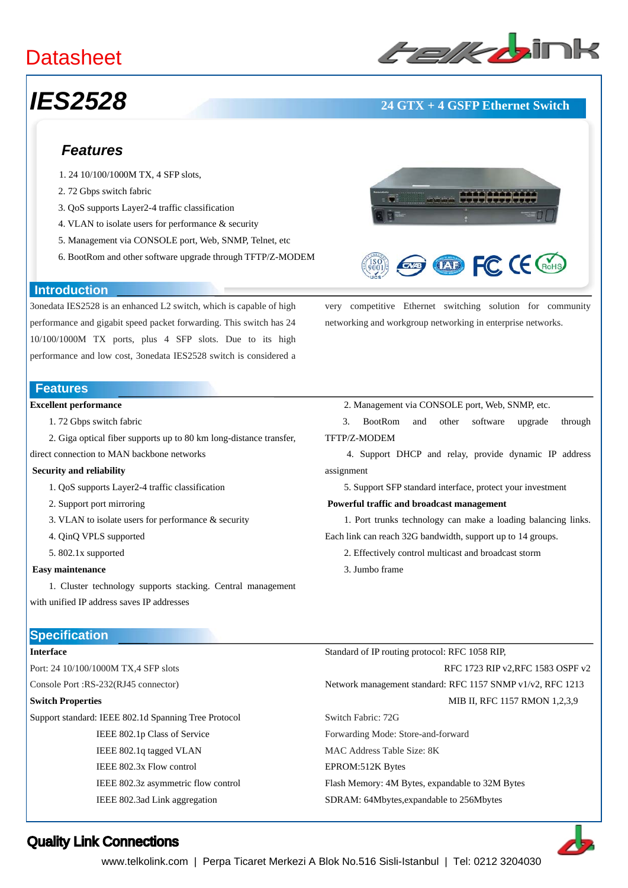# Datasheet

# IES2528

**24 GTX + 4 GSFP Ethernet Switch**

## Features

1. 24 10/100/1000M TX, 4 SFP slots,
2. 72 Gbps switch fabric
3. QoS supports Layer2-4 traffic classification
4. VLAN to isolate users for performance & security
5. Management via CONSOLE port, Web, SNMP, Telnet, etc
6. BootRom and other software upgrade through TFTP/Z-MODEM

## Introduction

3onedata IES2528 is an enhanced L2 switch, which is capable of high performance and gigabit speed packet forwarding. This switch has 24 10/100/1000M TX ports, plus 4 SFP slots. Due to its high performance and low cost, 3onedata IES2528 switch is considered a very competitive Ethernet switching solution for community networking and workgroup networking in enterprise networks.

## Features

**Excellent performance**

1. 72 Gbps switch fabric
2. Giga optical fiber supports up to 80 km long-distance transfer, direct connection to MAN backbone networks

**Security and reliability**

1. QoS supports Layer2-4 traffic classification
2. Support port mirroring
3. VLAN to isolate users for performance & security
4. QinQ VPLS supported
5. 802.1x supported

**Easy maintenance**

1. Cluster technology supports stacking. Central management with unified IP address saves IP addresses
2. Management via CONSOLE port, Web, SNMP, etc.
3. BootRom and other software upgrade through TFTP/Z-MODEM
4. Support DHCP and relay, provide dynamic IP address assignment
5. Support SFP standard interface, protect your investment

**Powerful traffic and broadcast management**

1. Port trunks technology can make a loading balancing links. Each link can reach 32G bandwidth, support up to 14 groups.
2. Effectively control multicast and broadcast storm
3. Jumbo frame

## Specification

**Interface**

Port: 24 10/100/1000M TX,4 SFP slots

Console Port :RS-232(RJ45 connector)

**Switch Properties**

Support standard: IEEE 802.1d Spanning Tree Protocol
IEEE 802.1p Class of Service
IEEE 802.1q tagged VLAN
IEEE 802.3x Flow control
IEEE 802.3z asymmetric flow control
IEEE 802.3ad Link aggregation

Standard of IP routing protocol: RFC 1058 RIP,
RFC 1723 RIP v2,RFC 1583 OSPF v2

Network management standard: RFC 1157 SNMP v1/v2, RFC 1213
MIB II, RFC 1157 RMON 1,2,3,9

Switch Fabric: 72G

Forwarding Mode: Store-and-forward

MAC Address Table Size: 8K

EPROM:512K Bytes

Flash Memory: 4M Bytes, expandable to 32M Bytes

SDRAM: 64Mbytes,expandable to 256Mbytes

**Quality Link Connections**

www.telkolink.com | Perpa Ticaret Merkezi A Blok No.516 Sisli-Istanbul | Tel: 0212 3204030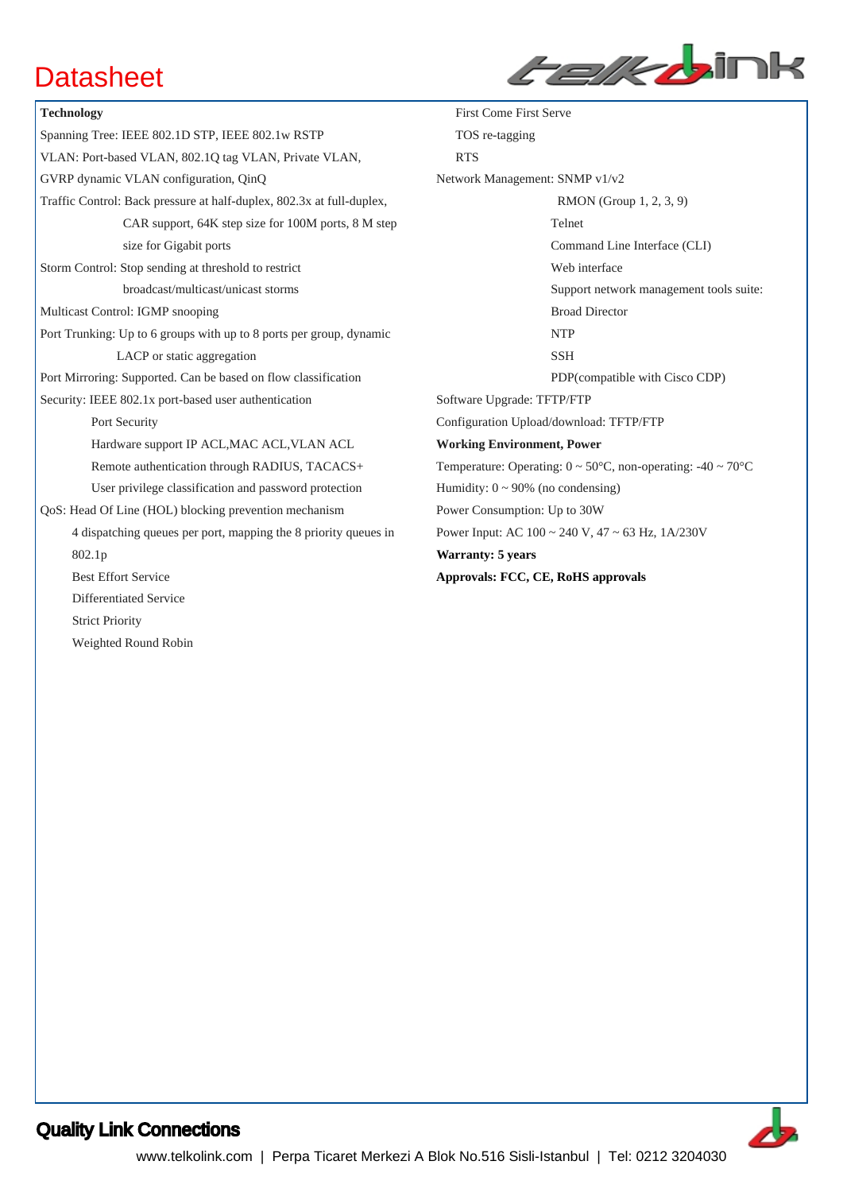**Technology**

Spanning Tree: IEEE 802.1D STP, IEEE 802.1w RSTP

VLAN: Port-based VLAN, 802.1Q tag VLAN, Private VLAN, GVRP dynamic VLAN configuration, QinQ

Traffic Control: Back pressure at half-duplex, 802.3x at full-duplex, CAR support, 64K step size for 100M ports, 8 M step size for Gigabit ports

Storm Control: Stop sending at threshold to restrict broadcast/multicast/unicast storms

Multicast Control: IGMP snooping

Port Trunking: Up to 6 groups with up to 8 ports per group, dynamic LACP or static aggregation

Port Mirroring: Supported. Can be based on flow classification

Security: IEEE 802.1x port-based user authentication

- Port Security
- Hardware support IP ACL,MAC ACL,VLAN ACL
- Remote authentication through RADIUS, TACACS+
- User privilege classification and password protection

QoS: Head Of Line (HOL) blocking prevention mechanism

- 4 dispatching queues per port, mapping the 8 priority queues in 802.1p
- Best Effort Service
- Differentiated Service
- Strict Priority
- Weighted Round Robin
- First Come First Serve
- TOS re-tagging
- RTS

Network Management: SNMP v1/v2

- RMON (Group 1, 2, 3, 9)
- Telnet
- Command Line Interface (CLI)
- Web interface
- Support network management tools suite:
- Broad Director
- NTP
- SSH
- PDP(compatible with Cisco CDP)

Software Upgrade: TFTP/FTP

Configuration Upload/download: TFTP/FTP

**Working Environment, Power**

Temperature: Operating: 0 ~ 50°C, non-operating: -40 ~ 70°C

Humidity: 0 ~ 90% (no condensing)

Power Consumption: Up to 30W

Power Input: AC 100 ~ 240 V, 47 ~ 63 Hz, 1A/230V

**Warranty: 5 years**

**Approvals: FCC, CE, RoHS approvals**